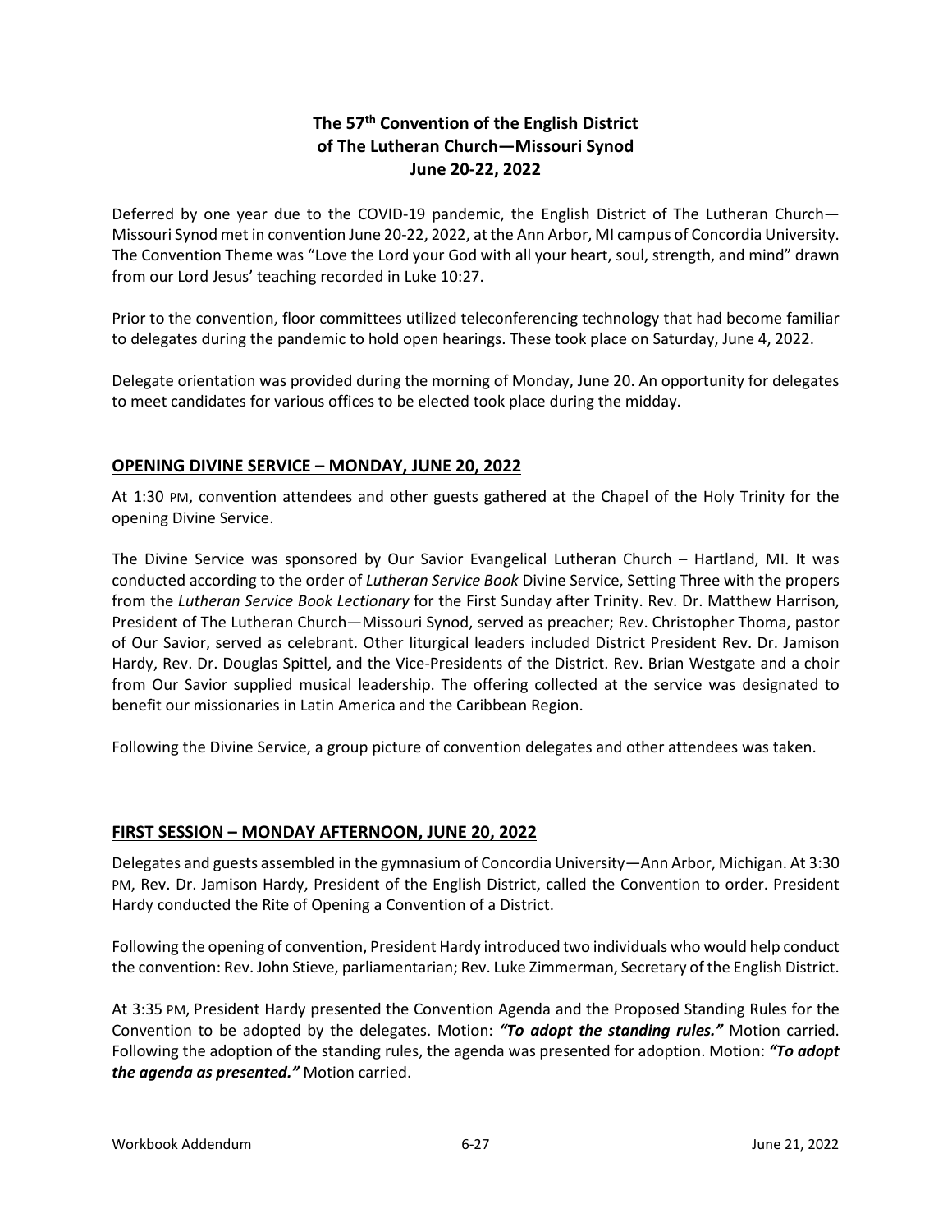# The 57th Convention of the English District of The Lutheran Church—Missouri Synod June 20-22, 2022

Deferred by one year due to the COVID-19 pandemic, the English District of The Lutheran Church—Missouri Synod met in convention June 20-22, 2022, at the Ann Arbor, MI campus of Concordia University. The Convention Theme was "Love the Lord your God with all your heart, soul, strength, and mind" drawn from our Lord Jesus' teaching recorded in Luke 10:27.

Prior to the convention, floor committees utilized teleconferencing technology that had become familiar to delegates during the pandemic to hold open hearings. These took place on Saturday, June 4, 2022.

Delegate orientation was provided during the morning of Monday, June 20. An opportunity for delegates to meet candidates for various offices to be elected took place during the midday.

## OPENING DIVINE SERVICE – MONDAY, JUNE 20, 2022

At 1:30 PM, convention attendees and other guests gathered at the Chapel of the Holy Trinity for the opening Divine Service.

The Divine Service was sponsored by Our Savior Evangelical Lutheran Church – Hartland, MI. It was conducted according to the order of *Lutheran Service Book* Divine Service, Setting Three with the propers from the *Lutheran Service Book Lectionary* for the First Sunday after Trinity. Rev. Dr. Matthew Harrison, President of The Lutheran Church—Missouri Synod, served as preacher; Rev. Christopher Thoma, pastor of Our Savior, served as celebrant. Other liturgical leaders included District President Rev. Dr. Jamison Hardy, Rev. Dr. Douglas Spittel, and the Vice-Presidents of the District. Rev. Brian Westgate and a choir from Our Savior supplied musical leadership. The offering collected at the service was designated to benefit our missionaries in Latin America and the Caribbean Region.

Following the Divine Service, a group picture of convention delegates and other attendees was taken.

## FIRST SESSION – MONDAY AFTERNOON, JUNE 20, 2022

Delegates and guests assembled in the gymnasium of Concordia University—Ann Arbor, Michigan. At 3:30 PM, Rev. Dr. Jamison Hardy, President of the English District, called the Convention to order. President Hardy conducted the Rite of Opening a Convention of a District.

Following the opening of convention, President Hardy introduced two individuals who would help conduct the convention: Rev. John Stieve, parliamentarian; Rev. Luke Zimmerman, Secretary of the English District.

At 3:35 PM, President Hardy presented the Convention Agenda and the Proposed Standing Rules for the Convention to be adopted by the delegates. Motion: ***"To adopt the standing rules."*** Motion carried. Following the adoption of the standing rules, the agenda was presented for adoption. Motion: ***"To adopt the agenda as presented."*** Motion carried.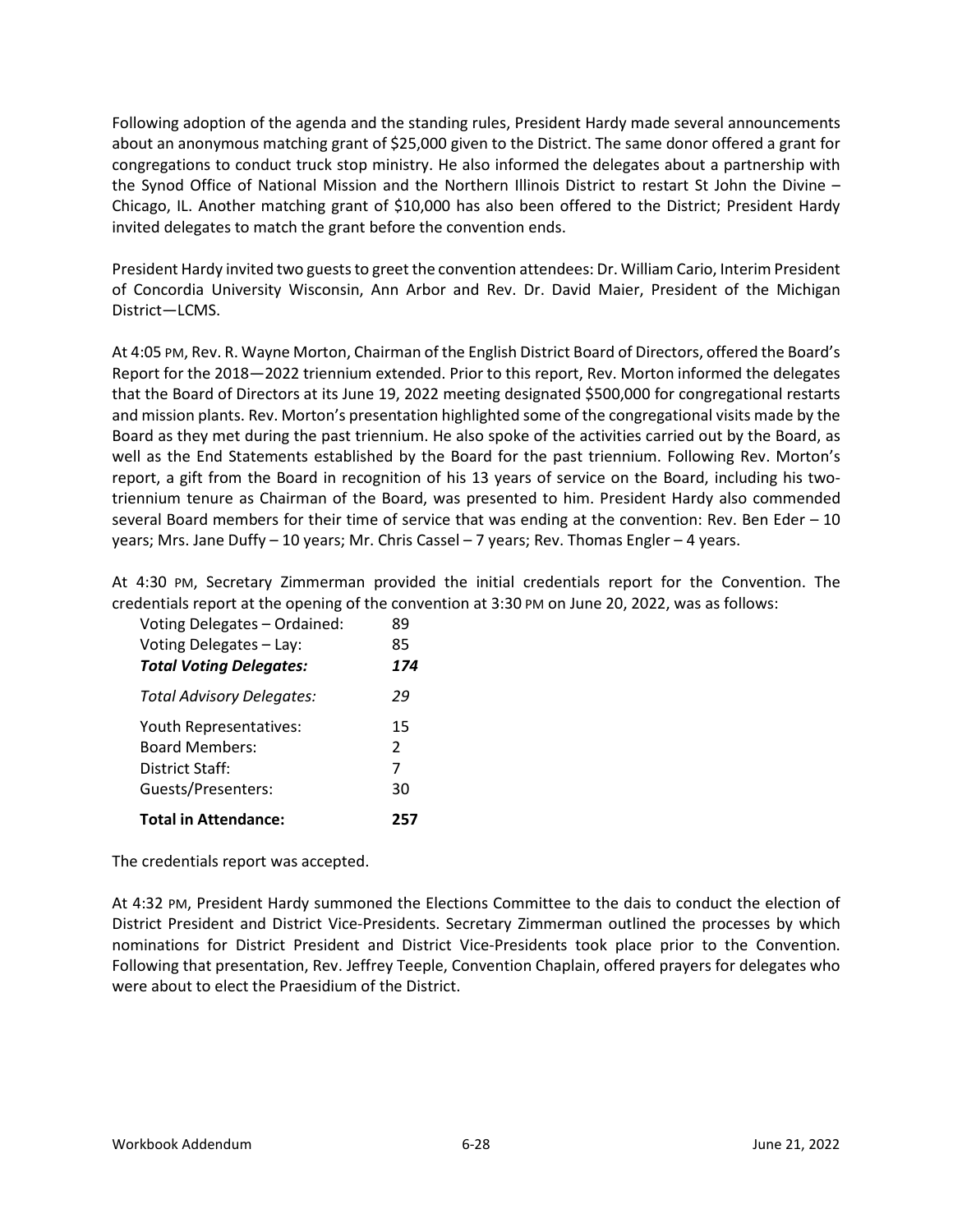Following adoption of the agenda and the standing rules, President Hardy made several announcements about an anonymous matching grant of $25,000 given to the District. The same donor offered a grant for congregations to conduct truck stop ministry. He also informed the delegates about a partnership with the Synod Office of National Mission and the Northern Illinois District to restart St John the Divine – Chicago, IL. Another matching grant of $10,000 has also been offered to the District; President Hardy invited delegates to match the grant before the convention ends.

President Hardy invited two guests to greet the convention attendees: Dr. William Cario, Interim President of Concordia University Wisconsin, Ann Arbor and Rev. Dr. David Maier, President of the Michigan District—LCMS.

At 4:05 PM, Rev. R. Wayne Morton, Chairman of the English District Board of Directors, offered the Board's Report for the 2018—2022 triennium extended. Prior to this report, Rev. Morton informed the delegates that the Board of Directors at its June 19, 2022 meeting designated $500,000 for congregational restarts and mission plants. Rev. Morton's presentation highlighted some of the congregational visits made by the Board as they met during the past triennium. He also spoke of the activities carried out by the Board, as well as the End Statements established by the Board for the past triennium. Following Rev. Morton's report, a gift from the Board in recognition of his 13 years of service on the Board, including his two-triennium tenure as Chairman of the Board, was presented to him. President Hardy also commended several Board members for their time of service that was ending at the convention: Rev. Ben Eder – 10 years; Mrs. Jane Duffy – 10 years; Mr. Chris Cassel – 7 years; Rev. Thomas Engler – 4 years.

At 4:30 PM, Secretary Zimmerman provided the initial credentials report for the Convention. The credentials report at the opening of the convention at 3:30 PM on June 20, 2022, was as follows:

| | |
|---|---|
| Voting Delegates – Ordained: | 89 |
| Voting Delegates – Lay: | 85 |
| ***Total Voting Delegates:*** | ***174*** |
| *Total Advisory Delegates:* | *29* |
| Youth Representatives: | 15 |
| Board Members: | 2 |
| District Staff: | 7 |
| Guests/Presenters: | 30 |
| **Total in Attendance:** | **257** |

The credentials report was accepted.

At 4:32 PM, President Hardy summoned the Elections Committee to the dais to conduct the election of District President and District Vice-Presidents. Secretary Zimmerman outlined the processes by which nominations for District President and District Vice-Presidents took place prior to the Convention. Following that presentation, Rev. Jeffrey Teeple, Convention Chaplain, offered prayers for delegates who were about to elect the Praesidium of the District.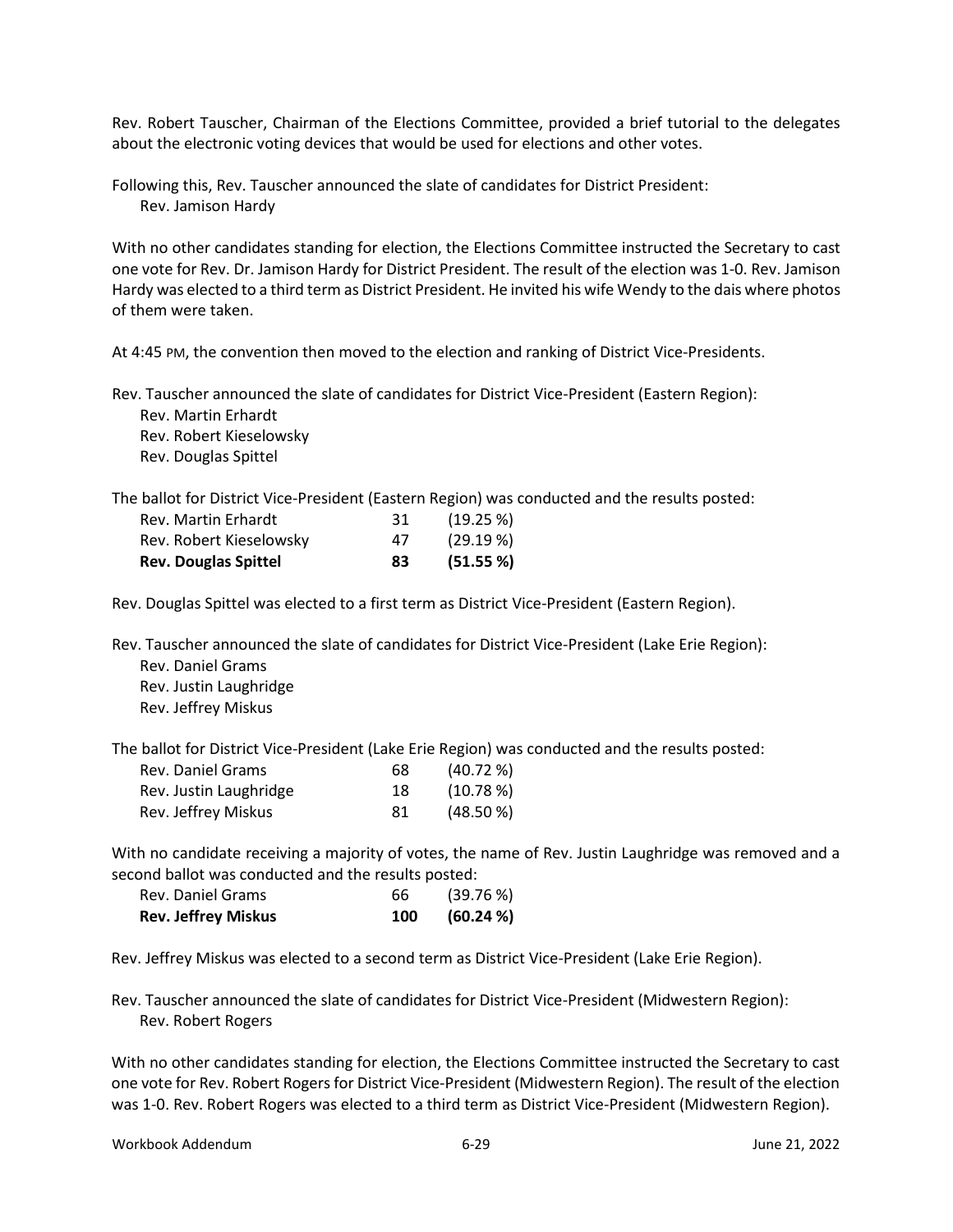Rev. Robert Tauscher, Chairman of the Elections Committee, provided a brief tutorial to the delegates about the electronic voting devices that would be used for elections and other votes.

Following this, Rev. Tauscher announced the slate of candidates for District President:

Rev. Jamison Hardy

With no other candidates standing for election, the Elections Committee instructed the Secretary to cast one vote for Rev. Dr. Jamison Hardy for District President. The result of the election was 1-0. Rev. Jamison Hardy was elected to a third term as District President. He invited his wife Wendy to the dais where photos of them were taken.

At 4:45 PM, the convention then moved to the election and ranking of District Vice-Presidents.

Rev. Tauscher announced the slate of candidates for District Vice-President (Eastern Region):

Rev. Martin Erhardt
Rev. Robert Kieselowsky
Rev. Douglas Spittel

The ballot for District Vice-President (Eastern Region) was conducted and the results posted:

| | | |
|---|---|---|
| Rev. Martin Erhardt | 31 | (19.25 %) |
| Rev. Robert Kieselowsky | 47 | (29.19 %) |
| **Rev. Douglas Spittel** | **83** | **(51.55 %)** |

Rev. Douglas Spittel was elected to a first term as District Vice-President (Eastern Region).

Rev. Tauscher announced the slate of candidates for District Vice-President (Lake Erie Region):

Rev. Daniel Grams
Rev. Justin Laughridge
Rev. Jeffrey Miskus

The ballot for District Vice-President (Lake Erie Region) was conducted and the results posted:

| | | |
|---|---|---|
| Rev. Daniel Grams | 68 | (40.72 %) |
| Rev. Justin Laughridge | 18 | (10.78 %) |
| Rev. Jeffrey Miskus | 81 | (48.50 %) |

With no candidate receiving a majority of votes, the name of Rev. Justin Laughridge was removed and a second ballot was conducted and the results posted:

| | | |
|---|---|---|
| Rev. Daniel Grams | 66 | (39.76 %) |
| **Rev. Jeffrey Miskus** | **100** | **(60.24 %)** |

Rev. Jeffrey Miskus was elected to a second term as District Vice-President (Lake Erie Region).

Rev. Tauscher announced the slate of candidates for District Vice-President (Midwestern Region):

Rev. Robert Rogers

With no other candidates standing for election, the Elections Committee instructed the Secretary to cast one vote for Rev. Robert Rogers for District Vice-President (Midwestern Region). The result of the election was 1-0. Rev. Robert Rogers was elected to a third term as District Vice-President (Midwestern Region).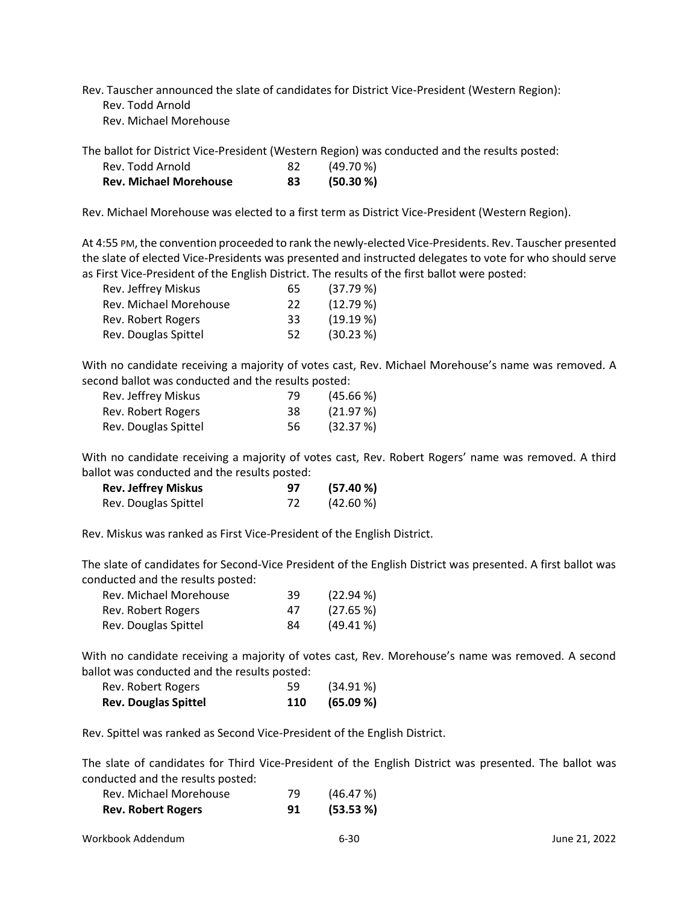Rev. Tauscher announced the slate of candidates for District Vice-President (Western Region):

Rev. Todd Arnold
Rev. Michael Morehouse

The ballot for District Vice-President (Western Region) was conducted and the results posted:

| | | |
|---|---|---|
| Rev. Todd Arnold | 82 | (49.70 %) |
| **Rev. Michael Morehouse** | **83** | **(50.30 %)** |

Rev. Michael Morehouse was elected to a first term as District Vice-President (Western Region).

At 4:55 PM, the convention proceeded to rank the newly-elected Vice-Presidents. Rev. Tauscher presented the slate of elected Vice-Presidents was presented and instructed delegates to vote for who should serve as First Vice-President of the English District. The results of the first ballot were posted:

| | | |
|---|---|---|
| Rev. Jeffrey Miskus | 65 | (37.79 %) |
| Rev. Michael Morehouse | 22 | (12.79 %) |
| Rev. Robert Rogers | 33 | (19.19 %) |
| Rev. Douglas Spittel | 52 | (30.23 %) |

With no candidate receiving a majority of votes cast, Rev. Michael Morehouse's name was removed. A second ballot was conducted and the results posted:

| | | |
|---|---|---|
| Rev. Jeffrey Miskus | 79 | (45.66 %) |
| Rev. Robert Rogers | 38 | (21.97 %) |
| Rev. Douglas Spittel | 56 | (32.37 %) |

With no candidate receiving a majority of votes cast, Rev. Robert Rogers' name was removed. A third ballot was conducted and the results posted:

| | | |
|---|---|---|
| **Rev. Jeffrey Miskus** | **97** | **(57.40 %)** |
| Rev. Douglas Spittel | 72 | (42.60 %) |

Rev. Miskus was ranked as First Vice-President of the English District.

The slate of candidates for Second-Vice President of the English District was presented. A first ballot was conducted and the results posted:

| | | |
|---|---|---|
| Rev. Michael Morehouse | 39 | (22.94 %) |
| Rev. Robert Rogers | 47 | (27.65 %) |
| Rev. Douglas Spittel | 84 | (49.41 %) |

With no candidate receiving a majority of votes cast, Rev. Morehouse's name was removed. A second ballot was conducted and the results posted:

| | | |
|---|---|---|
| Rev. Robert Rogers | 59 | (34.91 %) |
| **Rev. Douglas Spittel** | **110** | **(65.09 %)** |

Rev. Spittel was ranked as Second Vice-President of the English District.

The slate of candidates for Third Vice-President of the English District was presented. The ballot was conducted and the results posted:

| | | |
|---|---|---|
| Rev. Michael Morehouse | 79 | (46.47 %) |
| **Rev. Robert Rogers** | **91** | **(53.53 %)** |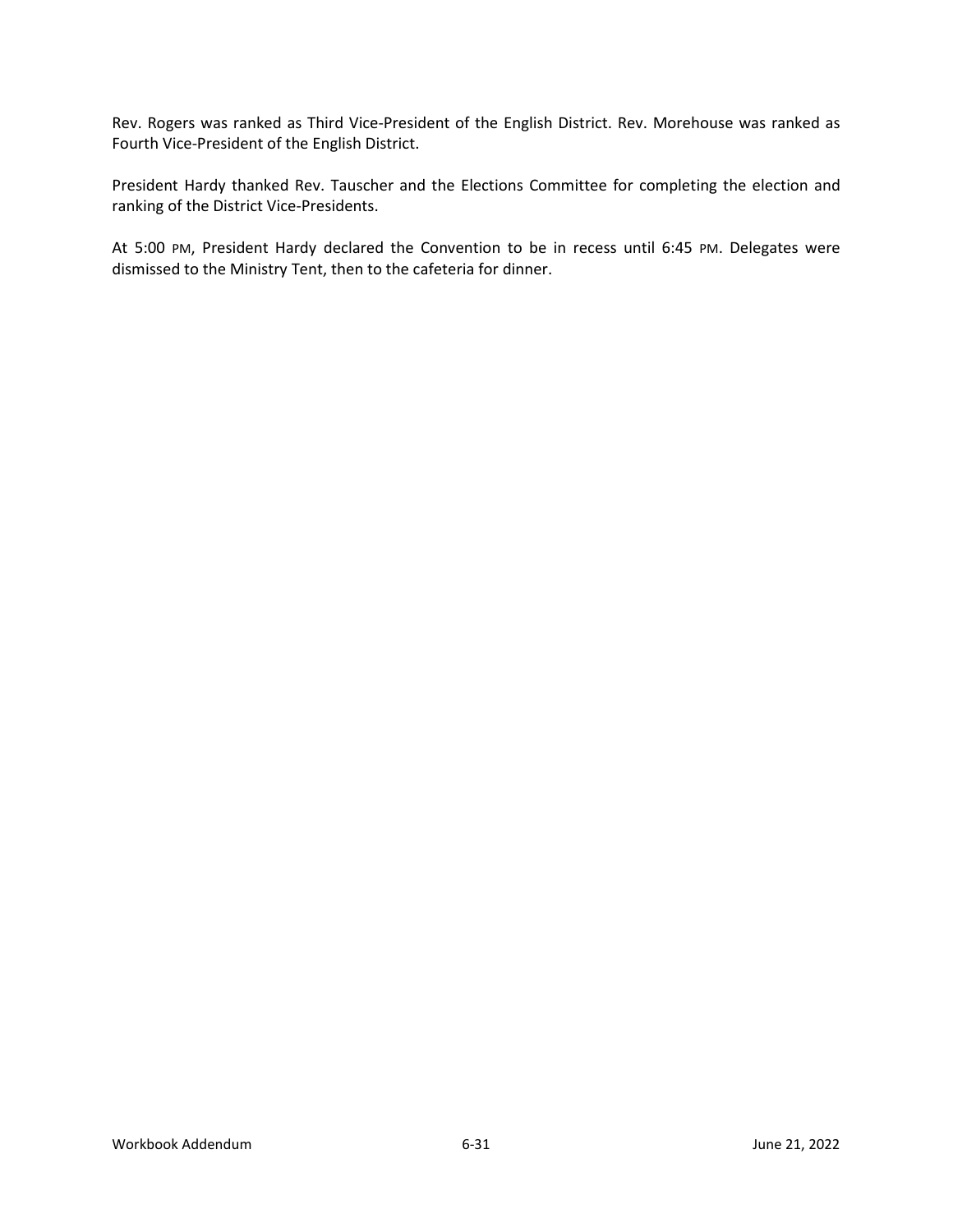Rev. Rogers was ranked as Third Vice-President of the English District. Rev. Morehouse was ranked as Fourth Vice-President of the English District.

President Hardy thanked Rev. Tauscher and the Elections Committee for completing the election and ranking of the District Vice-Presidents.

At 5:00 PM, President Hardy declared the Convention to be in recess until 6:45 PM. Delegates were dismissed to the Ministry Tent, then to the cafeteria for dinner.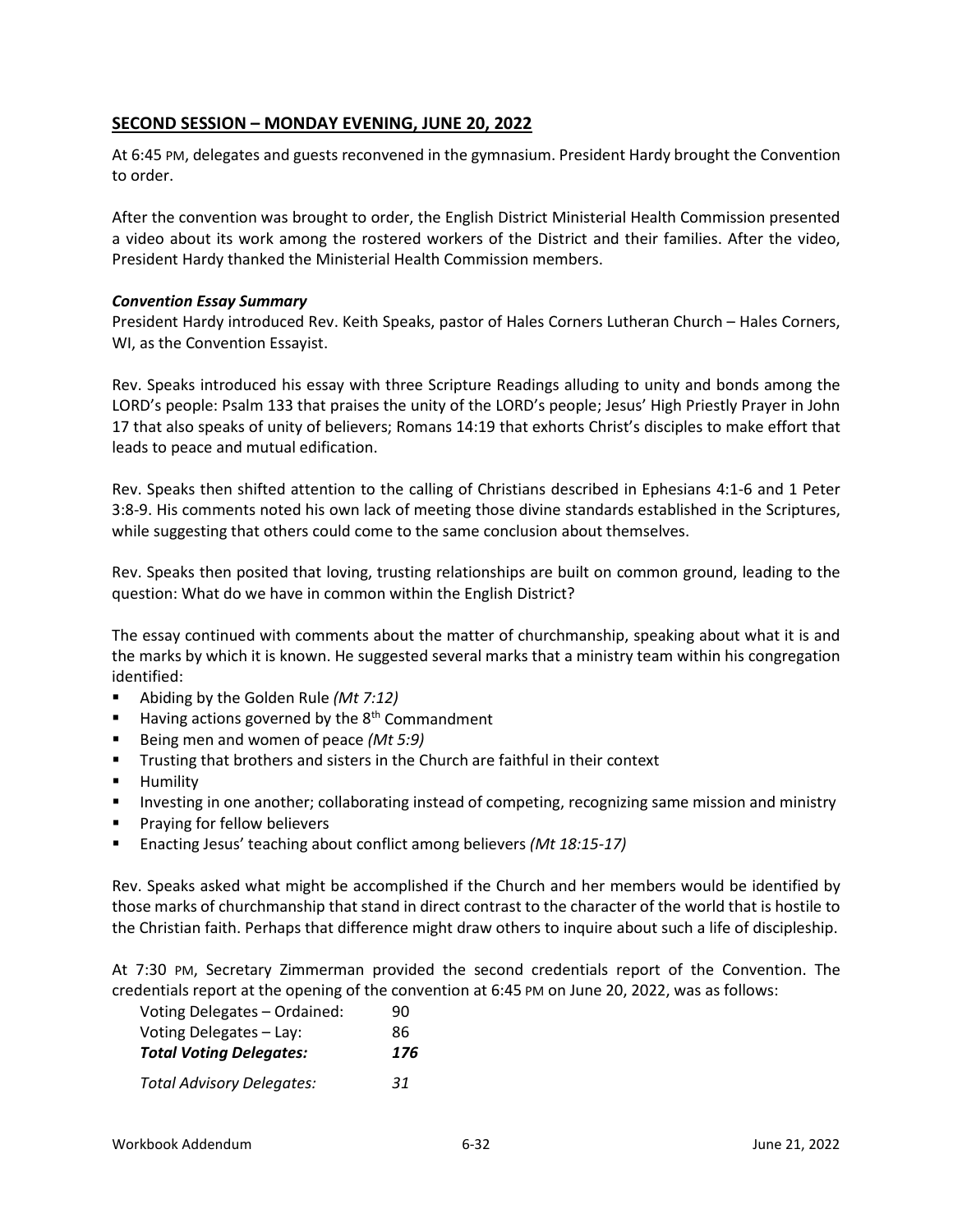## SECOND SESSION – MONDAY EVENING, JUNE 20, 2022

At 6:45 PM, delegates and guests reconvened in the gymnasium. President Hardy brought the Convention to order.

After the convention was brought to order, the English District Ministerial Health Commission presented a video about its work among the rostered workers of the District and their families. After the video, President Hardy thanked the Ministerial Health Commission members.

***Convention Essay Summary***

President Hardy introduced Rev. Keith Speaks, pastor of Hales Corners Lutheran Church – Hales Corners, WI, as the Convention Essayist.

Rev. Speaks introduced his essay with three Scripture Readings alluding to unity and bonds among the LORD's people: Psalm 133 that praises the unity of the LORD's people; Jesus' High Priestly Prayer in John 17 that also speaks of unity of believers; Romans 14:19 that exhorts Christ's disciples to make effort that leads to peace and mutual edification.

Rev. Speaks then shifted attention to the calling of Christians described in Ephesians 4:1-6 and 1 Peter 3:8-9. His comments noted his own lack of meeting those divine standards established in the Scriptures, while suggesting that others could come to the same conclusion about themselves.

Rev. Speaks then posited that loving, trusting relationships are built on common ground, leading to the question: What do we have in common within the English District?

The essay continued with comments about the matter of churchmanship, speaking about what it is and the marks by which it is known. He suggested several marks that a ministry team within his congregation identified:

- Abiding by the Golden Rule *(Mt 7:12)*
- Having actions governed by the 8th Commandment
- Being men and women of peace *(Mt 5:9)*
- Trusting that brothers and sisters in the Church are faithful in their context
- Humility
- Investing in one another; collaborating instead of competing, recognizing same mission and ministry
- Praying for fellow believers
- Enacting Jesus' teaching about conflict among believers *(Mt 18:15-17)*

Rev. Speaks asked what might be accomplished if the Church and her members would be identified by those marks of churchmanship that stand in direct contrast to the character of the world that is hostile to the Christian faith. Perhaps that difference might draw others to inquire about such a life of discipleship.

At 7:30 PM, Secretary Zimmerman provided the second credentials report of the Convention. The credentials report at the opening of the convention at 6:45 PM on June 20, 2022, was as follows:

| | |
|---|---|
| Voting Delegates – Ordained: | 90 |
| Voting Delegates – Lay: | 86 |
| ***Total Voting Delegates:*** | ***176*** |
| *Total Advisory Delegates:* | *31* |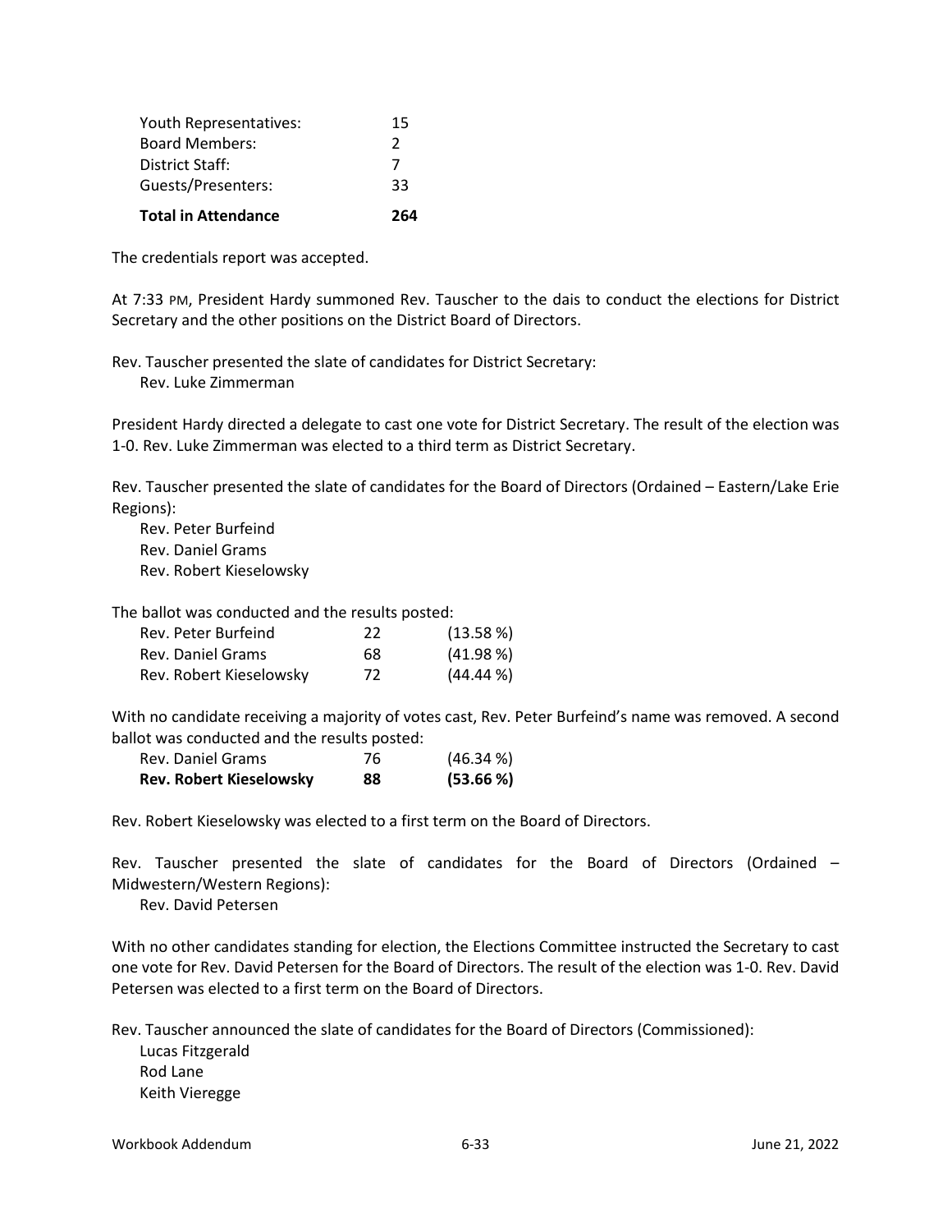| | |
|---|---|
| Youth Representatives: | 15 |
| Board Members: | 2 |
| District Staff: | 7 |
| Guests/Presenters: | 33 |
| **Total in Attendance** | **264** |

The credentials report was accepted.

At 7:33 PM, President Hardy summoned Rev. Tauscher to the dais to conduct the elections for District Secretary and the other positions on the District Board of Directors.

Rev. Tauscher presented the slate of candidates for District Secretary:
Rev. Luke Zimmerman

President Hardy directed a delegate to cast one vote for District Secretary. The result of the election was 1-0. Rev. Luke Zimmerman was elected to a third term as District Secretary.

Rev. Tauscher presented the slate of candidates for the Board of Directors (Ordained – Eastern/Lake Erie Regions):
Rev. Peter Burfeind
Rev. Daniel Grams
Rev. Robert Kieselowsky

The ballot was conducted and the results posted:

| | | |
|---|---|---|
| Rev. Peter Burfeind | 22 | (13.58 %) |
| Rev. Daniel Grams | 68 | (41.98 %) |
| Rev. Robert Kieselowsky | 72 | (44.44 %) |

With no candidate receiving a majority of votes cast, Rev. Peter Burfeind's name was removed. A second ballot was conducted and the results posted:

| | | |
|---|---|---|
| Rev. Daniel Grams | 76 | (46.34 %) |
| **Rev. Robert Kieselowsky** | **88** | **(53.66 %)** |

Rev. Robert Kieselowsky was elected to a first term on the Board of Directors.

Rev. Tauscher presented the slate of candidates for the Board of Directors (Ordained – Midwestern/Western Regions):
Rev. David Petersen

With no other candidates standing for election, the Elections Committee instructed the Secretary to cast one vote for Rev. David Petersen for the Board of Directors. The result of the election was 1-0. Rev. David Petersen was elected to a first term on the Board of Directors.

Rev. Tauscher announced the slate of candidates for the Board of Directors (Commissioned):
Lucas Fitzgerald
Rod Lane
Keith Vieregge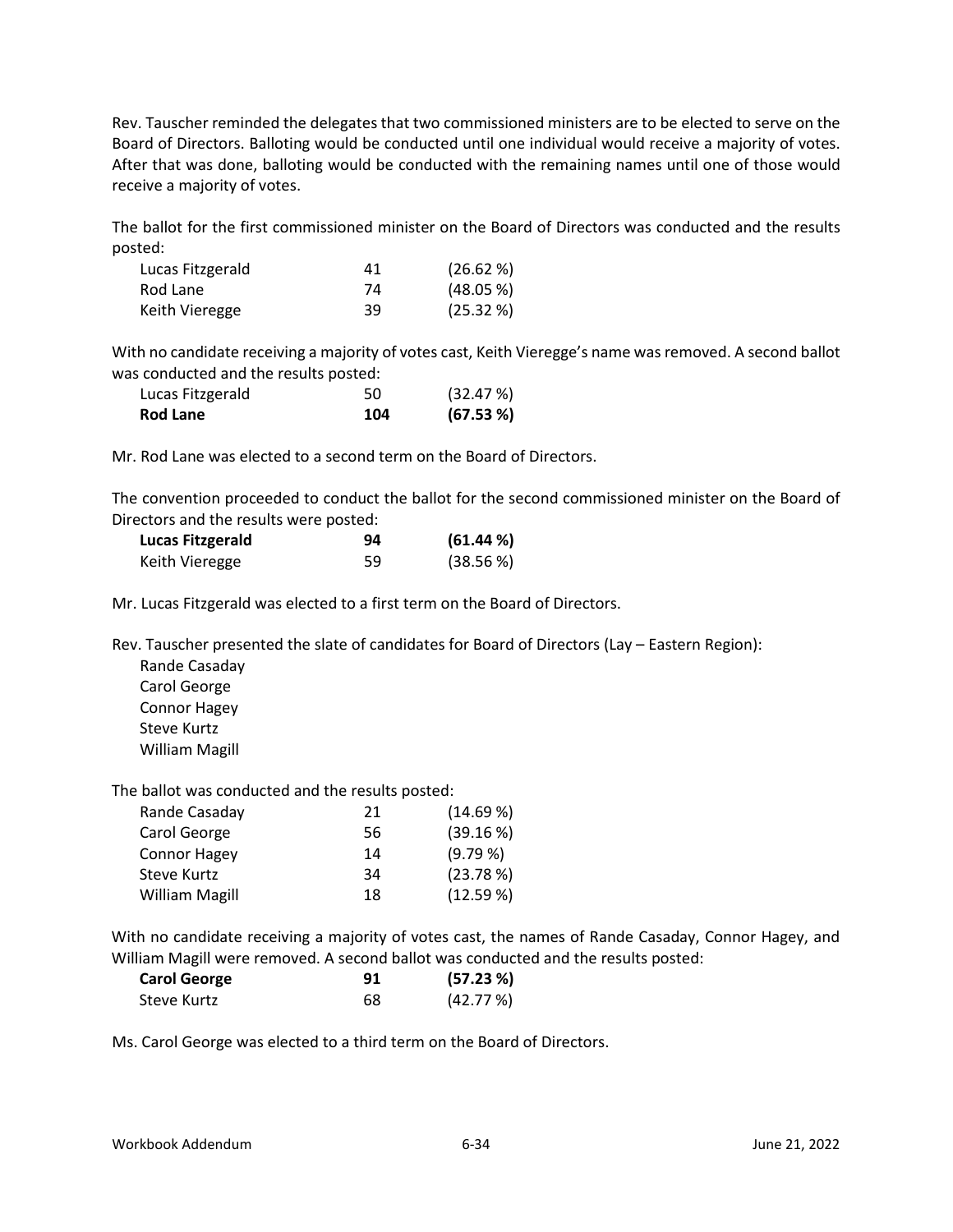Rev. Tauscher reminded the delegates that two commissioned ministers are to be elected to serve on the Board of Directors. Balloting would be conducted until one individual would receive a majority of votes. After that was done, balloting would be conducted with the remaining names until one of those would receive a majority of votes.

The ballot for the first commissioned minister on the Board of Directors was conducted and the results posted:

| | | |
|---|---|---|
| Lucas Fitzgerald | 41 | (26.62 %) |
| Rod Lane | 74 | (48.05 %) |
| Keith Vieregge | 39 | (25.32 %) |

With no candidate receiving a majority of votes cast, Keith Vieregge's name was removed. A second ballot was conducted and the results posted:

| | | |
|---|---|---|
| Lucas Fitzgerald | 50 | (32.47 %) |
| **Rod Lane** | **104** | **(67.53 %)** |

Mr. Rod Lane was elected to a second term on the Board of Directors.

The convention proceeded to conduct the ballot for the second commissioned minister on the Board of Directors and the results were posted:

| | | |
|---|---|---|
| **Lucas Fitzgerald** | **94** | **(61.44 %)** |
| Keith Vieregge | 59 | (38.56 %) |

Mr. Lucas Fitzgerald was elected to a first term on the Board of Directors.

Rev. Tauscher presented the slate of candidates for Board of Directors (Lay – Eastern Region):

Rande Casaday
Carol George
Connor Hagey
Steve Kurtz
William Magill

The ballot was conducted and the results posted:

| | | |
|---|---|---|
| Rande Casaday | 21 | (14.69 %) |
| Carol George | 56 | (39.16 %) |
| Connor Hagey | 14 | (9.79 %) |
| Steve Kurtz | 34 | (23.78 %) |
| William Magill | 18 | (12.59 %) |

With no candidate receiving a majority of votes cast, the names of Rande Casaday, Connor Hagey, and William Magill were removed. A second ballot was conducted and the results posted:

| | | |
|---|---|---|
| **Carol George** | **91** | **(57.23 %)** |
| Steve Kurtz | 68 | (42.77 %) |

Ms. Carol George was elected to a third term on the Board of Directors.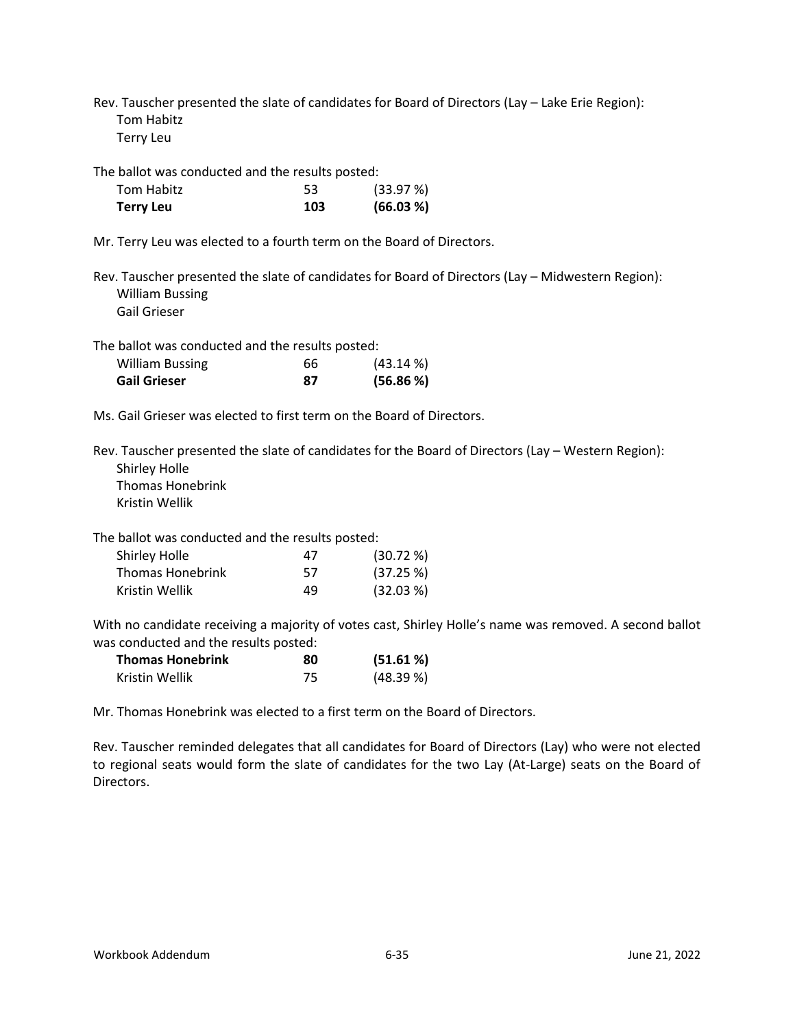Rev. Tauscher presented the slate of candidates for Board of Directors (Lay – Lake Erie Region):

Tom Habitz
Terry Leu

The ballot was conducted and the results posted:

| | | |
|---|---|---|
| Tom Habitz | 53 | (33.97 %) |
| **Terry Leu** | **103** | **(66.03 %)** |

Mr. Terry Leu was elected to a fourth term on the Board of Directors.

Rev. Tauscher presented the slate of candidates for Board of Directors (Lay – Midwestern Region):

William Bussing
Gail Grieser

The ballot was conducted and the results posted:

| | | |
|---|---|---|
| William Bussing | 66 | (43.14 %) |
| **Gail Grieser** | **87** | **(56.86 %)** |

Ms. Gail Grieser was elected to first term on the Board of Directors.

Rev. Tauscher presented the slate of candidates for the Board of Directors (Lay – Western Region):

Shirley Holle
Thomas Honebrink
Kristin Wellik

The ballot was conducted and the results posted:

| | | |
|---|---|---|
| Shirley Holle | 47 | (30.72 %) |
| Thomas Honebrink | 57 | (37.25 %) |
| Kristin Wellik | 49 | (32.03 %) |

With no candidate receiving a majority of votes cast, Shirley Holle's name was removed. A second ballot was conducted and the results posted:

| | | |
|---|---|---|
| **Thomas Honebrink** | **80** | **(51.61 %)** |
| Kristin Wellik | 75 | (48.39 %) |

Mr. Thomas Honebrink was elected to a first term on the Board of Directors.

Rev. Tauscher reminded delegates that all candidates for Board of Directors (Lay) who were not elected to regional seats would form the slate of candidates for the two Lay (At-Large) seats on the Board of Directors.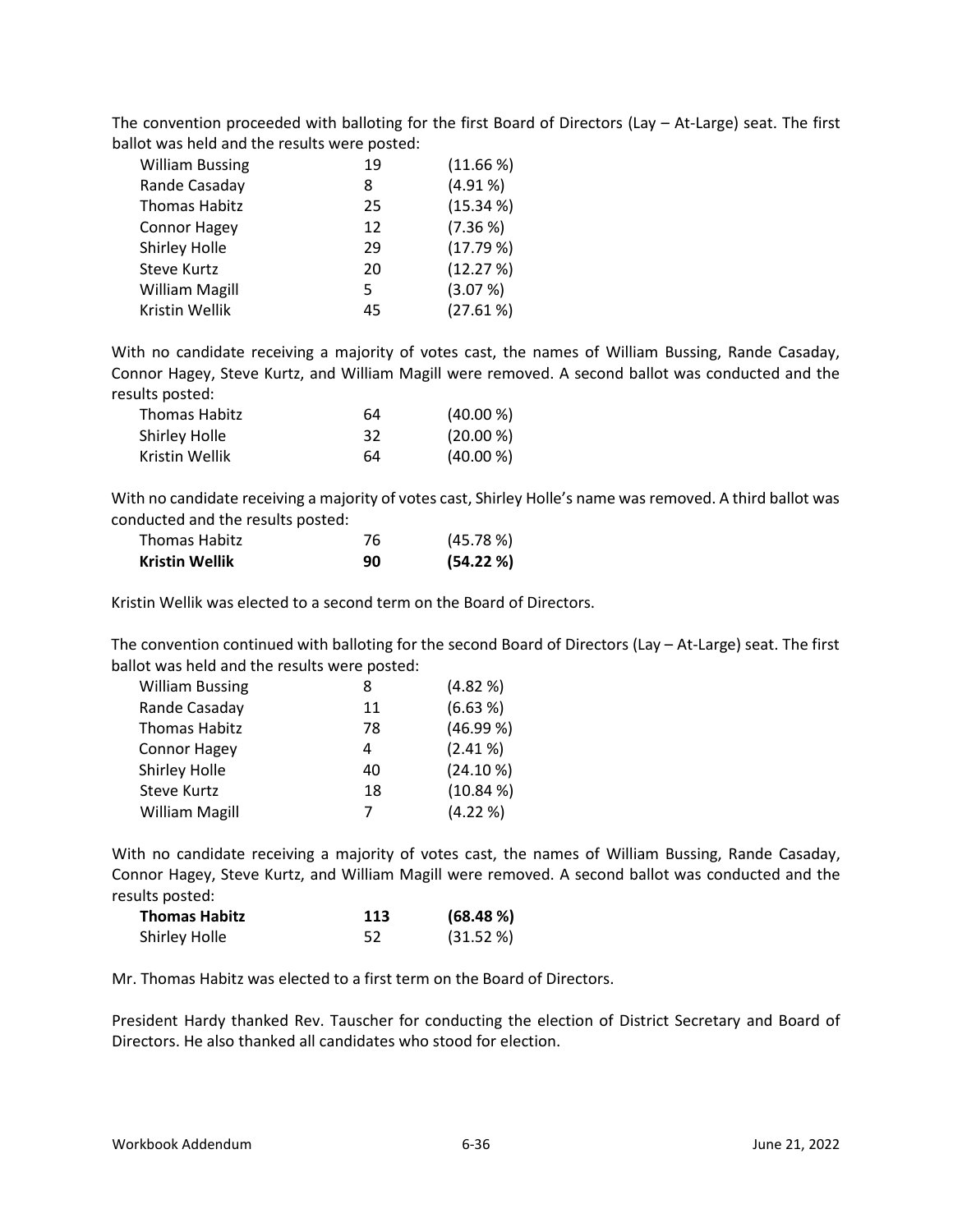The convention proceeded with balloting for the first Board of Directors (Lay – At-Large) seat. The first ballot was held and the results were posted:

| | | |
|---|---|---|
| William Bussing | 19 | (11.66 %) |
| Rande Casaday | 8 | (4.91 %) |
| Thomas Habitz | 25 | (15.34 %) |
| Connor Hagey | 12 | (7.36 %) |
| Shirley Holle | 29 | (17.79 %) |
| Steve Kurtz | 20 | (12.27 %) |
| William Magill | 5 | (3.07 %) |
| Kristin Wellik | 45 | (27.61 %) |

With no candidate receiving a majority of votes cast, the names of William Bussing, Rande Casaday, Connor Hagey, Steve Kurtz, and William Magill were removed. A second ballot was conducted and the results posted:

| | | |
|---|---|---|
| Thomas Habitz | 64 | (40.00 %) |
| Shirley Holle | 32 | (20.00 %) |
| Kristin Wellik | 64 | (40.00 %) |

With no candidate receiving a majority of votes cast, Shirley Holle's name was removed. A third ballot was conducted and the results posted:

| | | |
|---|---|---|
| Thomas Habitz | 76 | (45.78 %) |
| **Kristin Wellik** | **90** | **(54.22 %)** |

Kristin Wellik was elected to a second term on the Board of Directors.

The convention continued with balloting for the second Board of Directors (Lay – At-Large) seat. The first ballot was held and the results were posted:

| | | |
|---|---|---|
| William Bussing | 8 | (4.82 %) |
| Rande Casaday | 11 | (6.63 %) |
| Thomas Habitz | 78 | (46.99 %) |
| Connor Hagey | 4 | (2.41 %) |
| Shirley Holle | 40 | (24.10 %) |
| Steve Kurtz | 18 | (10.84 %) |
| William Magill | 7 | (4.22 %) |

With no candidate receiving a majority of votes cast, the names of William Bussing, Rande Casaday, Connor Hagey, Steve Kurtz, and William Magill were removed. A second ballot was conducted and the results posted:

| | | |
|---|---|---|
| **Thomas Habitz** | **113** | **(68.48 %)** |
| Shirley Holle | 52 | (31.52 %) |

Mr. Thomas Habitz was elected to a first term on the Board of Directors.

President Hardy thanked Rev. Tauscher for conducting the election of District Secretary and Board of Directors. He also thanked all candidates who stood for election.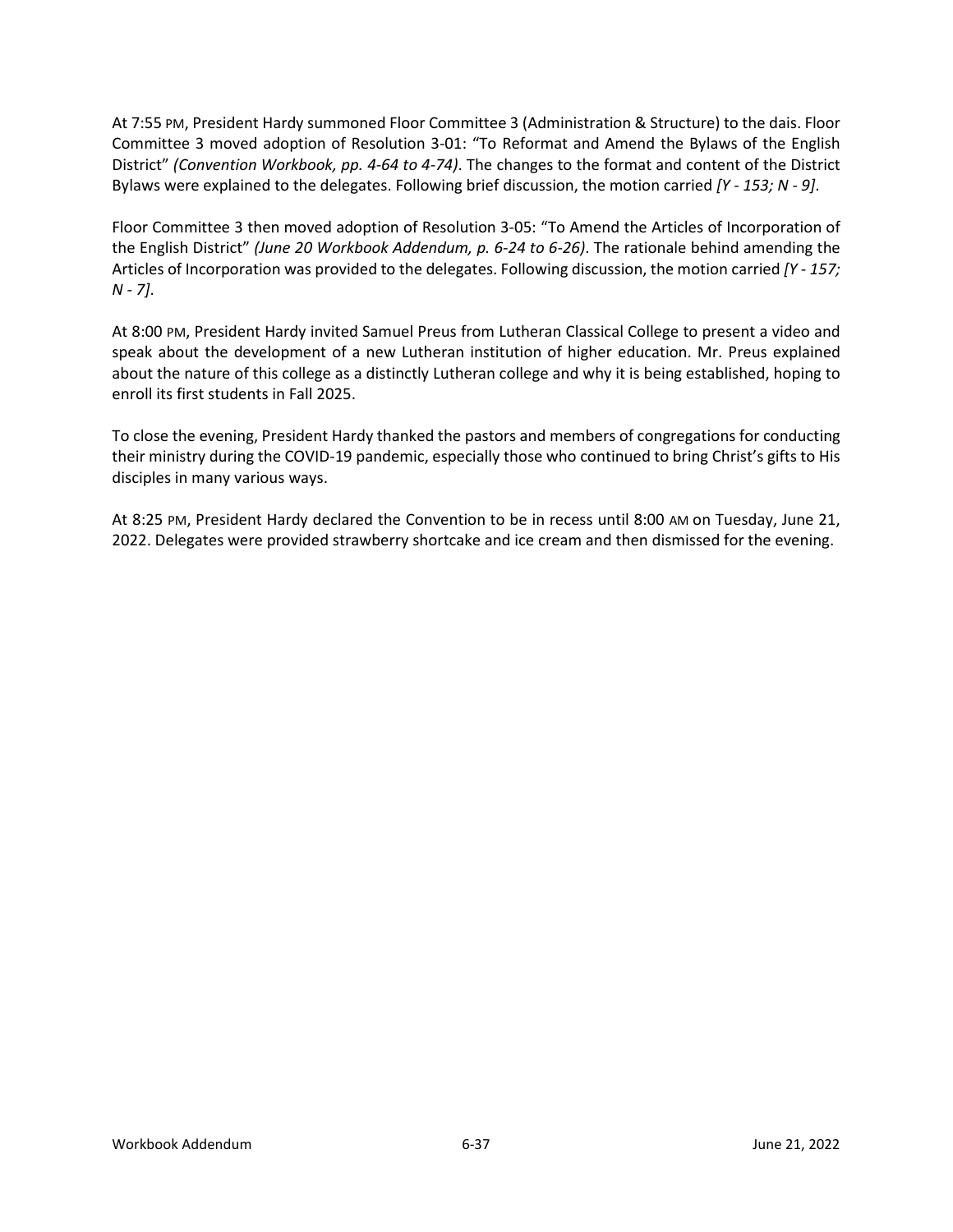At 7:55 PM, President Hardy summoned Floor Committee 3 (Administration & Structure) to the dais. Floor Committee 3 moved adoption of Resolution 3-01: "To Reformat and Amend the Bylaws of the English District" *(Convention Workbook, pp. 4-64 to 4-74)*. The changes to the format and content of the District Bylaws were explained to the delegates. Following brief discussion, the motion carried *[Y - 153; N - 9]*.

Floor Committee 3 then moved adoption of Resolution 3-05: "To Amend the Articles of Incorporation of the English District" *(June 20 Workbook Addendum, p. 6-24 to 6-26)*. The rationale behind amending the Articles of Incorporation was provided to the delegates. Following discussion, the motion carried *[Y - 157; N - 7]*.

At 8:00 PM, President Hardy invited Samuel Preus from Lutheran Classical College to present a video and speak about the development of a new Lutheran institution of higher education. Mr. Preus explained about the nature of this college as a distinctly Lutheran college and why it is being established, hoping to enroll its first students in Fall 2025.

To close the evening, President Hardy thanked the pastors and members of congregations for conducting their ministry during the COVID-19 pandemic, especially those who continued to bring Christ's gifts to His disciples in many various ways.

At 8:25 PM, President Hardy declared the Convention to be in recess until 8:00 AM on Tuesday, June 21, 2022. Delegates were provided strawberry shortcake and ice cream and then dismissed for the evening.